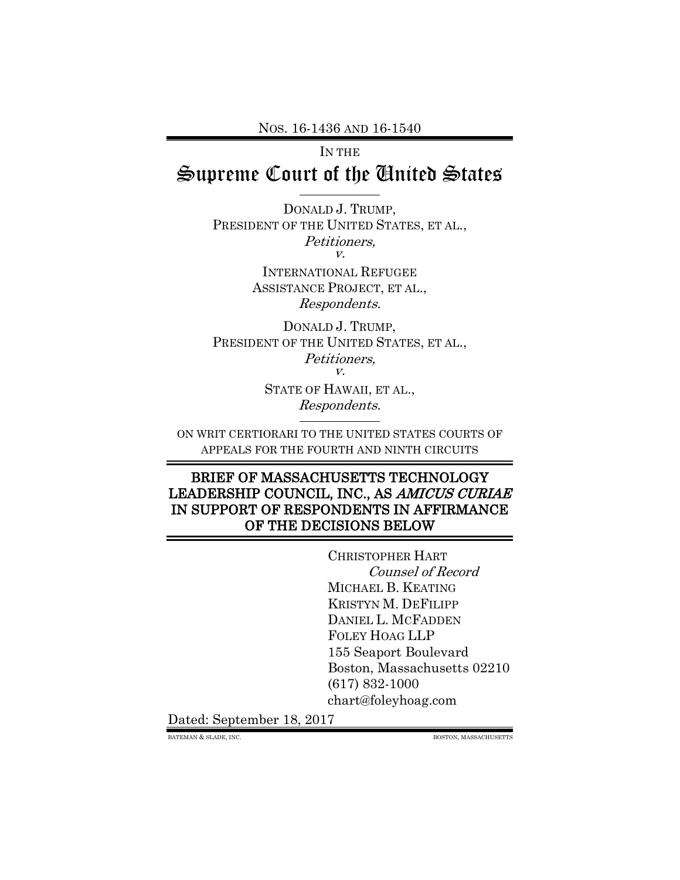NOS. 16-1436 AND 16-1540

IN THE

# Supreme Court of the United States

DONALD J. TRUMP,
PRESIDENT OF THE UNITED STATES, ET AL.,
*Petitioners,*
*v.*
INTERNATIONAL REFUGEE
ASSISTANCE PROJECT, ET AL.,
*Respondents.*

DONALD J. TRUMP,
PRESIDENT OF THE UNITED STATES, ET AL.,
*Petitioners,*
*v.*
STATE OF HAWAII, ET AL.,
*Respondents.*

ON WRIT CERTIORARI TO THE UNITED STATES COURTS OF APPEALS FOR THE FOURTH AND NINTH CIRCUITS

## BRIEF OF MASSACHUSETTS TECHNOLOGY LEADERSHIP COUNCIL, INC., AS *AMICUS CURIAE* IN SUPPORT OF RESPONDENTS IN AFFIRMANCE OF THE DECISIONS BELOW

CHRISTOPHER HART
*Counsel of Record*
MICHAEL B. KEATING
KRISTYN M. DEFILIPP
DANIEL L. MCFADDEN
FOLEY HOAG LLP
155 Seaport Boulevard
Boston, Massachusetts 02210
(617) 832-1000
chart@foleyhoag.com

Dated: September 18, 2017

BATEMAN & SLADE, INC. BOSTON, MASSACHUSETTS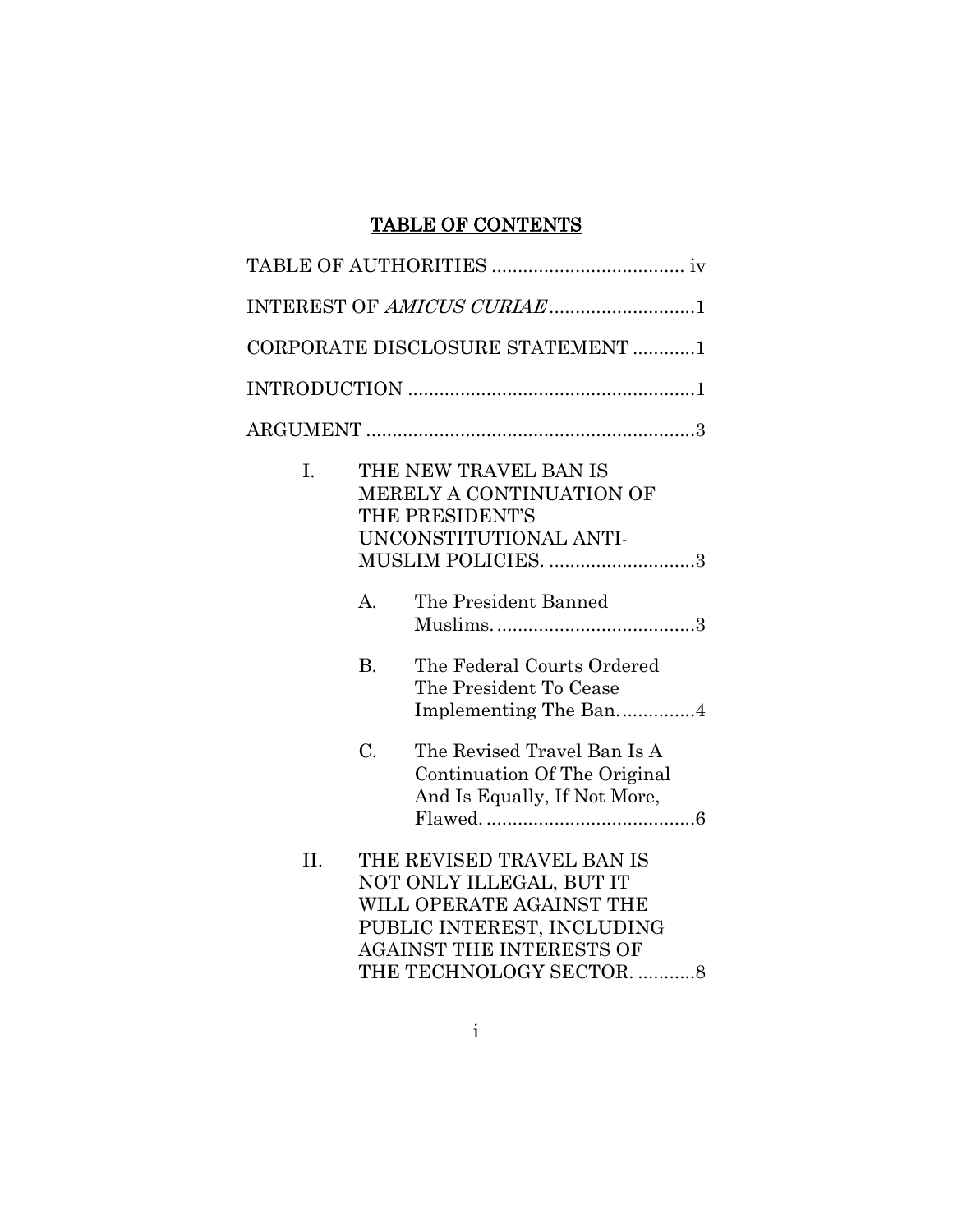## TABLE OF CONTENTS

TABLE OF AUTHORITIES .................................... iv

INTEREST OF *AMICUS CURIAE* ...........................1

CORPORATE DISCLOSURE STATEMENT ...........1

INTRODUCTION ......................................................1

ARGUMENT ..............................................................3

I. THE NEW TRAVEL BAN IS MERELY A CONTINUATION OF THE PRESIDENT'S UNCONSTITUTIONAL ANTI-MUSLIM POLICIES. ............................3

   A. The President Banned Muslims. .....................................3

   B. The Federal Courts Ordered The President To Cease Implementing The Ban. .............4

   C. The Revised Travel Ban Is A Continuation Of The Original And Is Equally, If Not More, Flawed. ........................................6

II. THE REVISED TRAVEL BAN IS NOT ONLY ILLEGAL, BUT IT WILL OPERATE AGAINST THE PUBLIC INTEREST, INCLUDING AGAINST THE INTERESTS OF THE TECHNOLOGY SECTOR. ...........8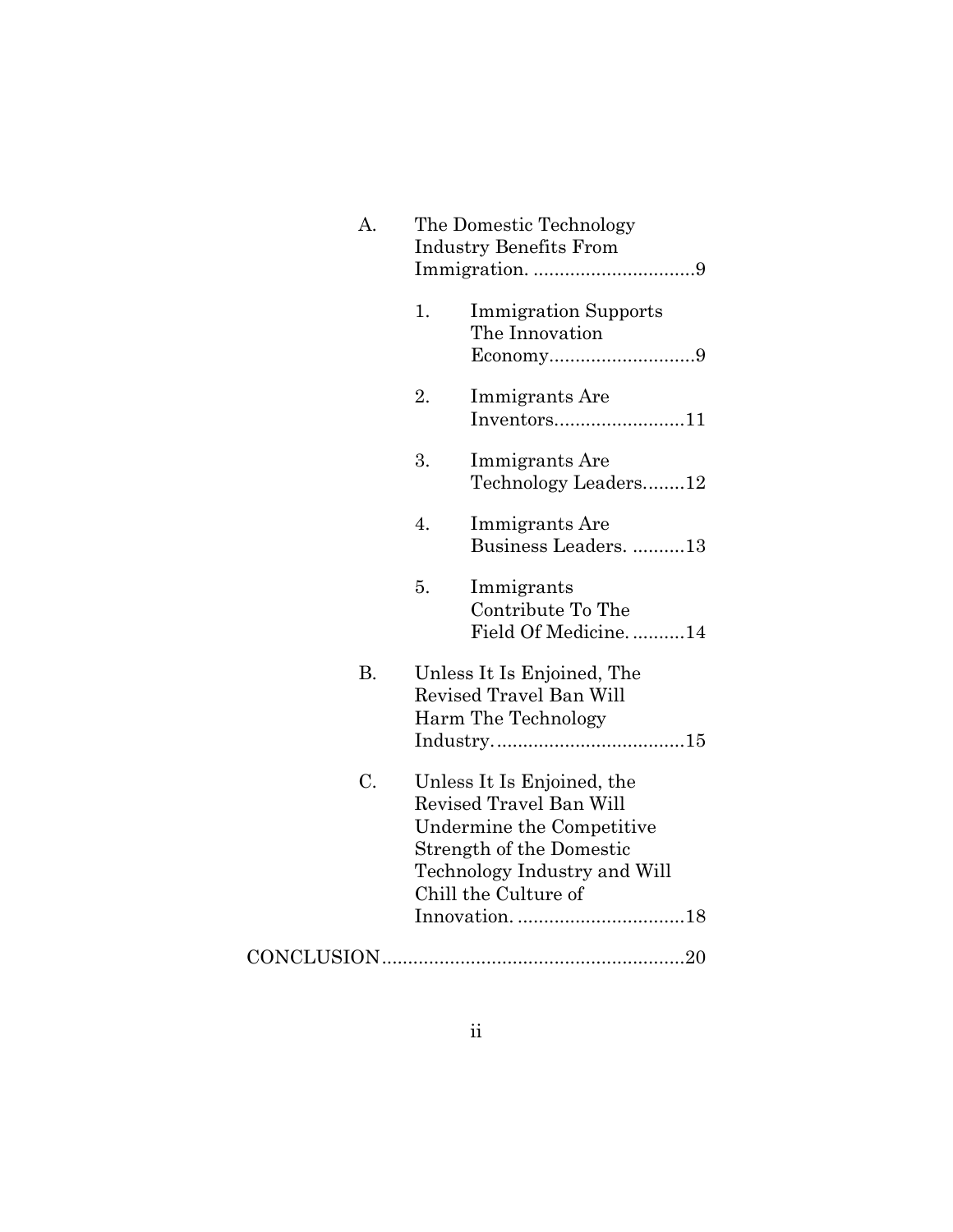- A. The Domestic Technology Industry Benefits From Immigration. ...............................9
  - 1. Immigration Supports The Innovation Economy............................9
  - 2. Immigrants Are Inventors.........................11
  - 3. Immigrants Are Technology Leaders........12
  - 4. Immigrants Are Business Leaders. ..........13
  - 5. Immigrants Contribute To The Field Of Medicine. ..........14
- B. Unless It Is Enjoined, The Revised Travel Ban Will Harm The Technology Industry....................................15
- C. Unless It Is Enjoined, the Revised Travel Ban Will Undermine the Competitive Strength of the Domestic Technology Industry and Will Chill the Culture of Innovation. ................................18

CONCLUSION.........................................................20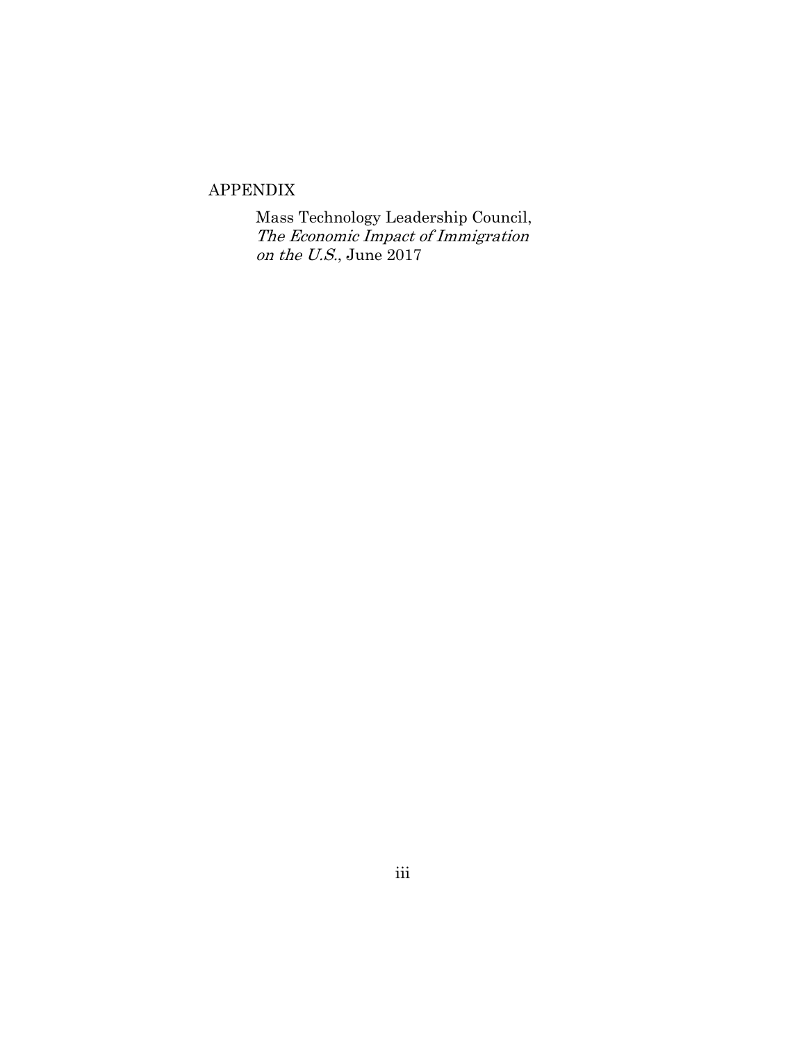APPENDIX

Mass Technology Leadership Council, *The Economic Impact of Immigration on the U.S.*, June 2017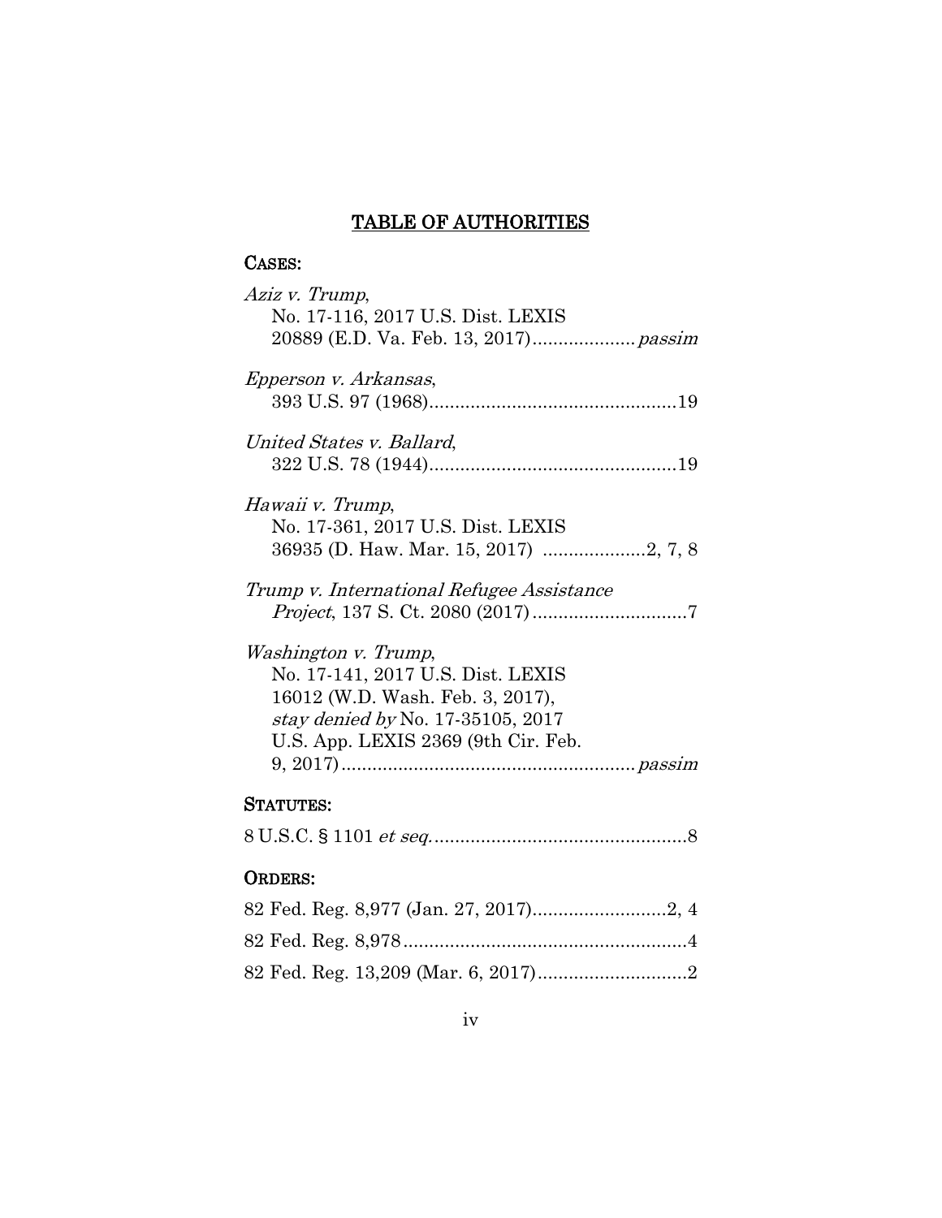# TABLE OF AUTHORITIES

## CASES:

*Aziz v. Trump*, No. 17-116, 2017 U.S. Dist. LEXIS 20889 (E.D. Va. Feb. 13, 2017).................... *passim*

*Epperson v. Arkansas*, 393 U.S. 97 (1968)................................................19

*United States v. Ballard*, 322 U.S. 78 (1944)................................................19

*Hawaii v. Trump*, No. 17-361, 2017 U.S. Dist. LEXIS 36935 (D. Haw. Mar. 15, 2017) ....................2, 7, 8

*Trump v. International Refugee Assistance Project*, 137 S. Ct. 2080 (2017)..............................7

*Washington v. Trump*, No. 17-141, 2017 U.S. Dist. LEXIS 16012 (W.D. Wash. Feb. 3, 2017), *stay denied by* No. 17-35105, 2017 U.S. App. LEXIS 2369 (9th Cir. Feb. 9, 2017)......................................................... *passim*

## STATUTES:

8 U.S.C. § 1101 *et seq.*.................................................8

## ORDERS:

82 Fed. Reg. 8,977 (Jan. 27, 2017)..........................2, 4

82 Fed. Reg. 8,978.......................................................4

82 Fed. Reg. 13,209 (Mar. 6, 2017).............................2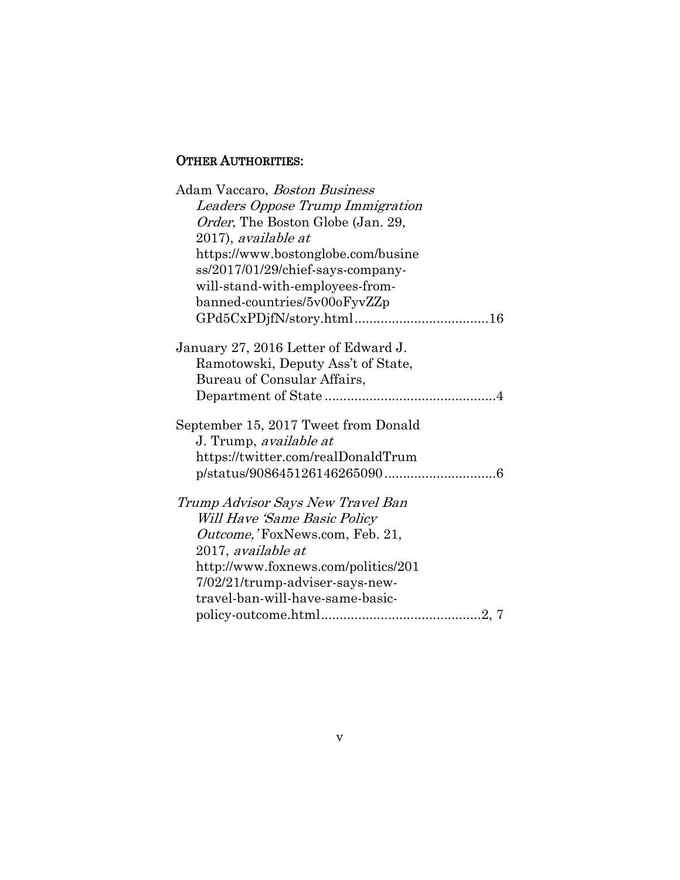## OTHER AUTHORITIES:

Adam Vaccaro, *Boston Business Leaders Oppose Trump Immigration Order*, The Boston Globe (Jan. 29, 2017), *available at* https://www.bostonglobe.com/business/2017/01/29/chief-says-company-will-stand-with-employees-from-banned-countries/5v00oFyvZZpGPd5CxPDjfN/story.html....................................16

January 27, 2016 Letter of Edward J. Ramotowski, Deputy Ass't of State, Bureau of Consular Affairs, Department of State..............................................4

September 15, 2017 Tweet from Donald J. Trump, *available at* https://twitter.com/realDonaldTrump/status/908645126146265090..............................6

*Trump Advisor Says New Travel Ban Will Have 'Same Basic Policy Outcome,'* FoxNews.com, Feb. 21, 2017, *available at* http://www.foxnews.com/politics/2017/02/21/trump-adviser-says-new-travel-ban-will-have-same-basic-policy-outcome.html...........................................2, 7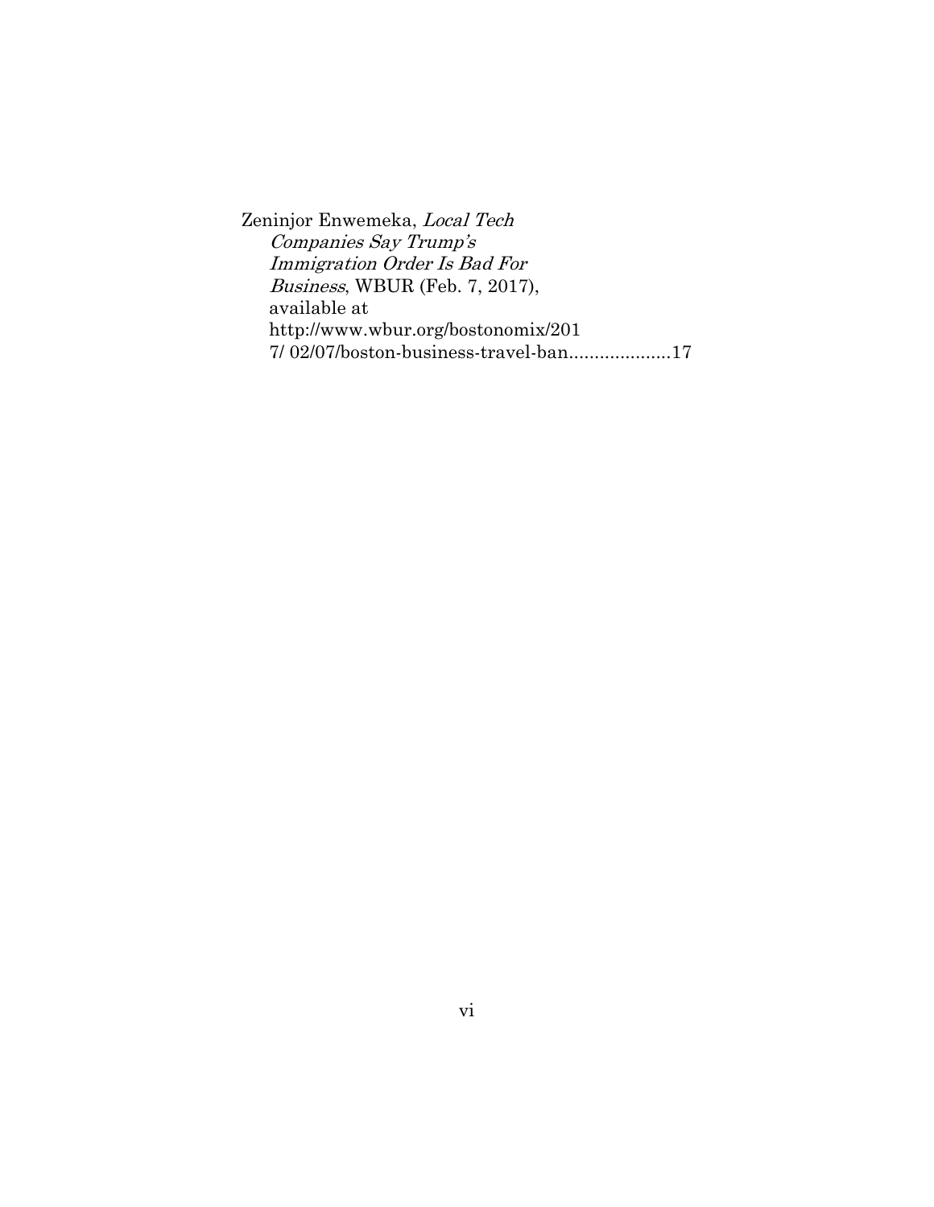Zeninjor Enwemeka, *Local Tech Companies Say Trump's Immigration Order Is Bad For Business*, WBUR (Feb. 7, 2017), available at http://www.wbur.org/bostonomix/2017/ 02/07/boston-business-travel-ban....................17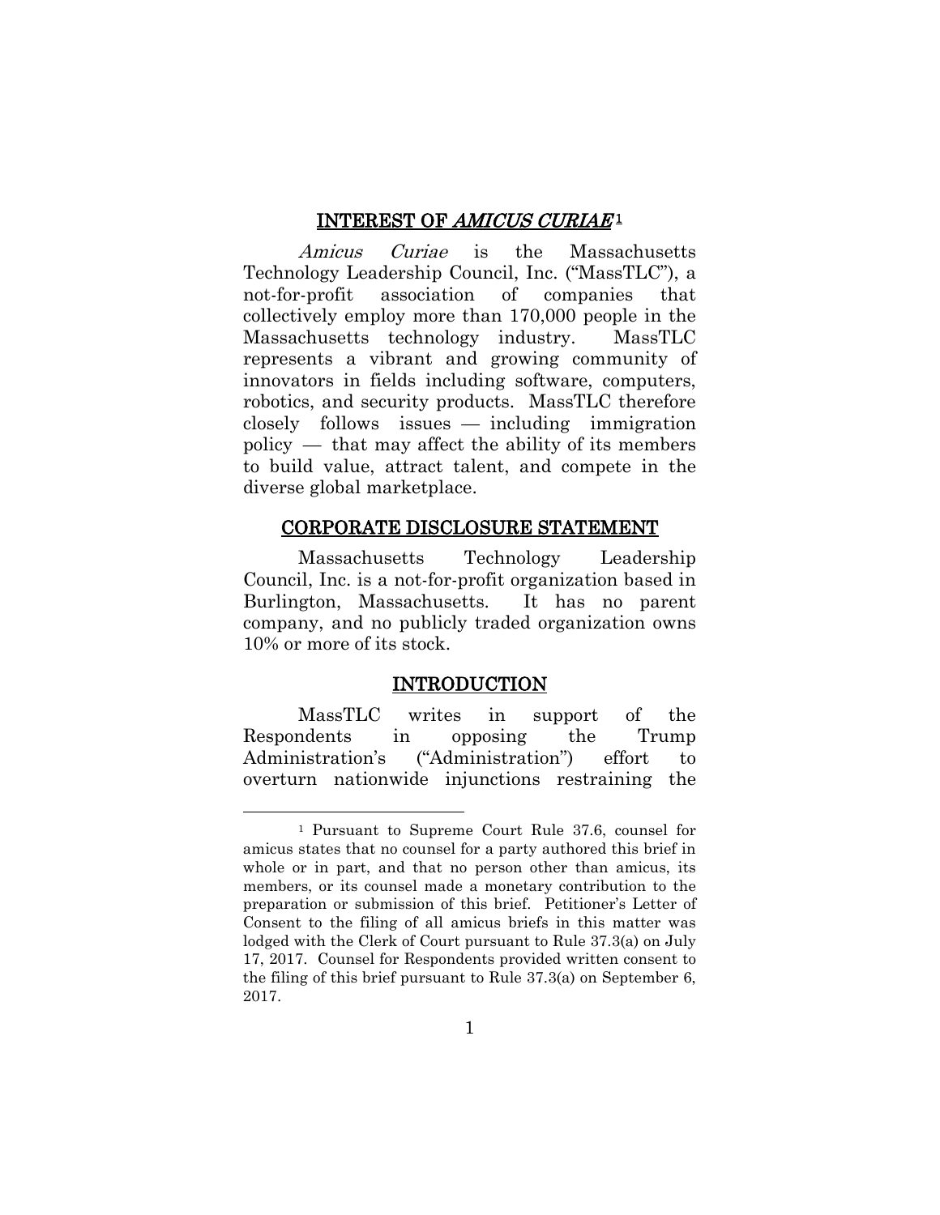## INTEREST OF *AMICUS CURIAE*[1]

*Amicus Curiae* is the Massachusetts Technology Leadership Council, Inc. ("MassTLC"), a not-for-profit association of companies that collectively employ more than 170,000 people in the Massachusetts technology industry. MassTLC represents a vibrant and growing community of innovators in fields including software, computers, robotics, and security products. MassTLC therefore closely follows issues — including immigration policy — that may affect the ability of its members to build value, attract talent, and compete in the diverse global marketplace.

## CORPORATE DISCLOSURE STATEMENT

Massachusetts Technology Leadership Council, Inc. is a not-for-profit organization based in Burlington, Massachusetts. It has no parent company, and no publicly traded organization owns 10% or more of its stock.

## INTRODUCTION

MassTLC writes in support of the Respondents in opposing the Trump Administration's ("Administration") effort to overturn nationwide injunctions restraining the

---

[1] Pursuant to Supreme Court Rule 37.6, counsel for amicus states that no counsel for a party authored this brief in whole or in part, and that no person other than amicus, its members, or its counsel made a monetary contribution to the preparation or submission of this brief. Petitioner's Letter of Consent to the filing of all amicus briefs in this matter was lodged with the Clerk of Court pursuant to Rule 37.3(a) on July 17, 2017. Counsel for Respondents provided written consent to the filing of this brief pursuant to Rule 37.3(a) on September 6, 2017.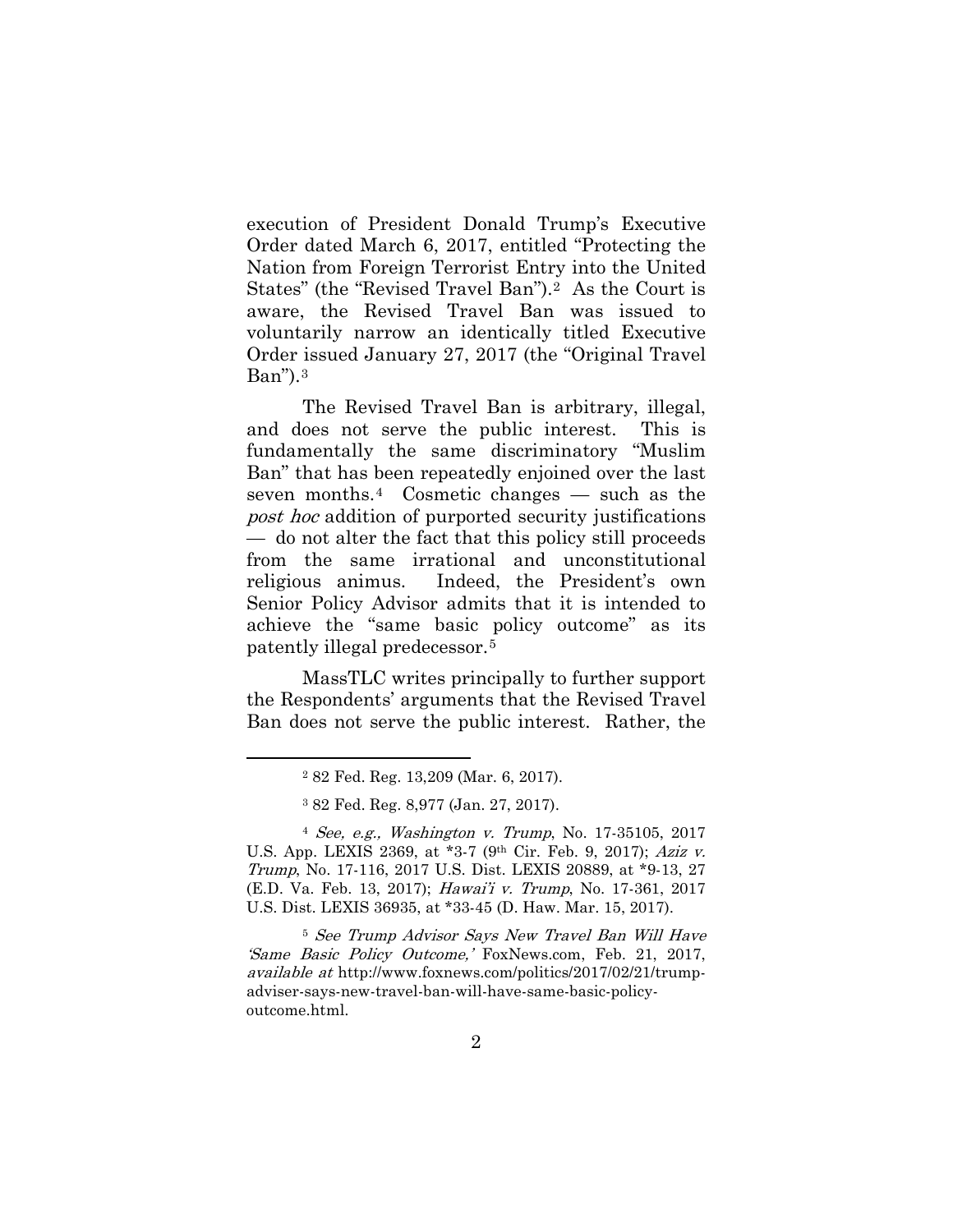execution of President Donald Trump's Executive Order dated March 6, 2017, entitled "Protecting the Nation from Foreign Terrorist Entry into the United States" (the "Revised Travel Ban").[2] As the Court is aware, the Revised Travel Ban was issued to voluntarily narrow an identically titled Executive Order issued January 27, 2017 (the "Original Travel Ban").[3]

The Revised Travel Ban is arbitrary, illegal, and does not serve the public interest. This is fundamentally the same discriminatory "Muslim Ban" that has been repeatedly enjoined over the last seven months.[4] Cosmetic changes — such as the *post hoc* addition of purported security justifications — do not alter the fact that this policy still proceeds from the same irrational and unconstitutional religious animus. Indeed, the President's own Senior Policy Advisor admits that it is intended to achieve the "same basic policy outcome" as its patently illegal predecessor.[5]

MassTLC writes principally to further support the Respondents' arguments that the Revised Travel Ban does not serve the public interest. Rather, the

---

[2] 82 Fed. Reg. 13,209 (Mar. 6, 2017).

[3] 82 Fed. Reg. 8,977 (Jan. 27, 2017).

[4] *See, e.g., Washington v. Trump*, No. 17-35105, 2017 U.S. App. LEXIS 2369, at *3-7 (9th Cir. Feb. 9, 2017); *Aziz v. Trump*, No. 17-116, 2017 U.S. Dist. LEXIS 20889, at *9-13, 27 (E.D. Va. Feb. 13, 2017); *Hawai'i v. Trump*, No. 17-361, 2017 U.S. Dist. LEXIS 36935, at *33-45 (D. Haw. Mar. 15, 2017).

[5] *See Trump Advisor Says New Travel Ban Will Have 'Same Basic Policy Outcome,'* FoxNews.com, Feb. 21, 2017, *available at* http://www.foxnews.com/politics/2017/02/21/trump-adviser-says-new-travel-ban-will-have-same-basic-policy-outcome.html.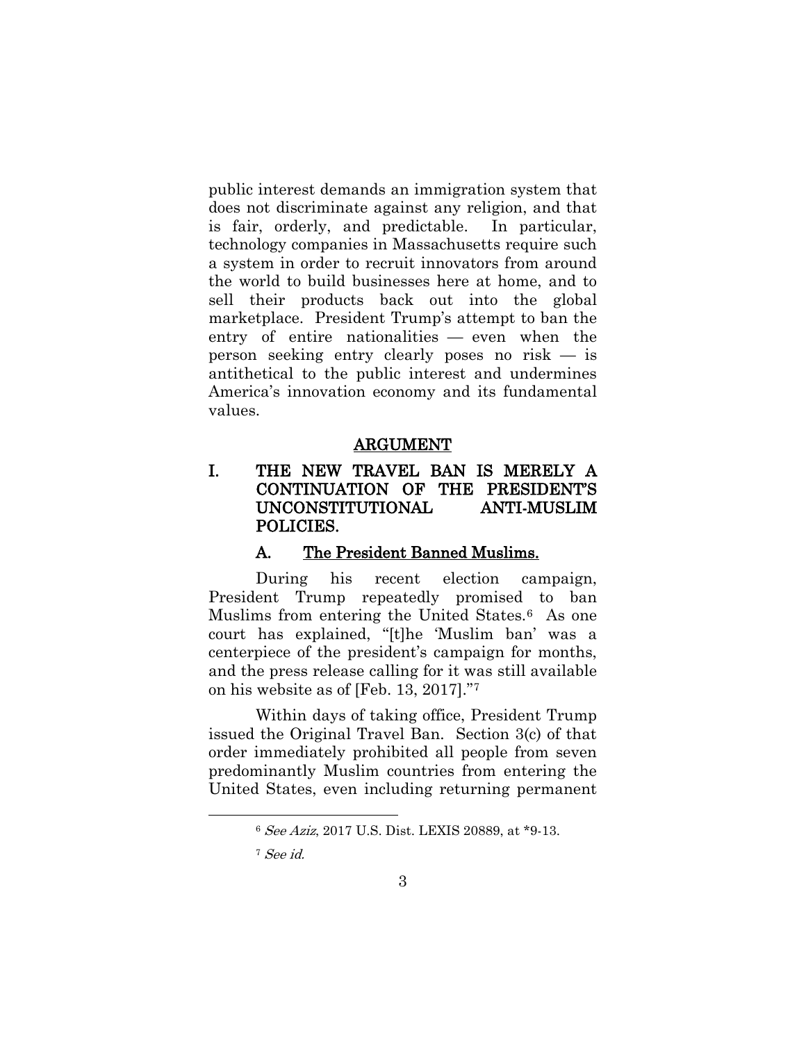public interest demands an immigration system that does not discriminate against any religion, and that is fair, orderly, and predictable. In particular, technology companies in Massachusetts require such a system in order to recruit innovators from around the world to build businesses here at home, and to sell their products back out into the global marketplace. President Trump's attempt to ban the entry of entire nationalities — even when the person seeking entry clearly poses no risk — is antithetical to the public interest and undermines America's innovation economy and its fundamental values.

## ARGUMENT

### I. THE NEW TRAVEL BAN IS MERELY A CONTINUATION OF THE PRESIDENT'S UNCONSTITUTIONAL ANTI-MUSLIM POLICIES.

#### A. The President Banned Muslims.

During his recent election campaign, President Trump repeatedly promised to ban Muslims from entering the United States.[6] As one court has explained, "[t]he 'Muslim ban' was a centerpiece of the president's campaign for months, and the press release calling for it was still available on his website as of [Feb. 13, 2017]."[7]

Within days of taking office, President Trump issued the Original Travel Ban. Section 3(c) of that order immediately prohibited all people from seven predominantly Muslim countries from entering the United States, even including returning permanent

---

[6] *See Aziz*, 2017 U.S. Dist. LEXIS 20889, at *9-13.

[7] *See id.*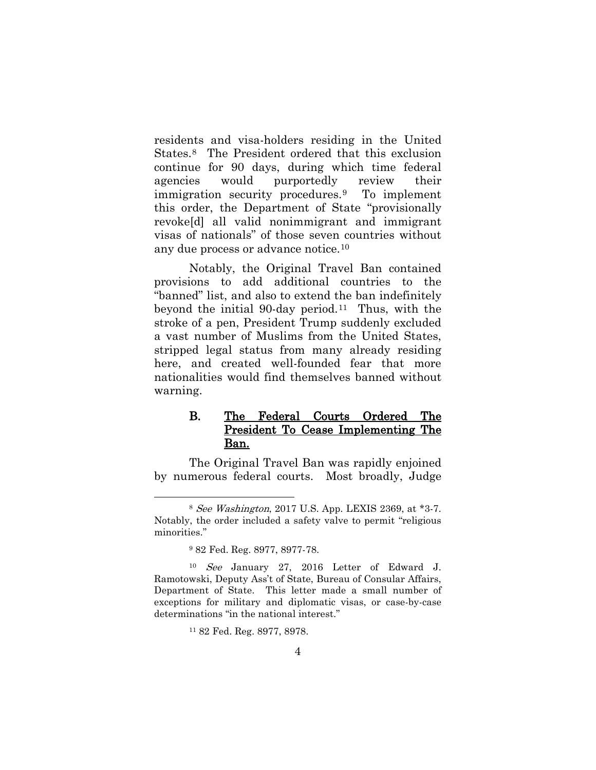residents and visa-holders residing in the United States.[8] The President ordered that this exclusion continue for 90 days, during which time federal agencies would purportedly review their immigration security procedures.[9] To implement this order, the Department of State "provisionally revoke[d] all valid nonimmigrant and immigrant visas of nationals" of those seven countries without any due process or advance notice.[10]

Notably, the Original Travel Ban contained provisions to add additional countries to the "banned" list, and also to extend the ban indefinitely beyond the initial 90-day period.[11] Thus, with the stroke of a pen, President Trump suddenly excluded a vast number of Muslims from the United States, stripped legal status from many already residing here, and created well-founded fear that more nationalities would find themselves banned without warning.

### B. The Federal Courts Ordered The President To Cease Implementing The Ban.

The Original Travel Ban was rapidly enjoined by numerous federal courts. Most broadly, Judge

---

[8] *See Washington*, 2017 U.S. App. LEXIS 2369, at *3-7. Notably, the order included a safety valve to permit "religious minorities."

[9] 82 Fed. Reg. 8977, 8977-78.

[10] *See* January 27, 2016 Letter of Edward J. Ramotowski, Deputy Ass't of State, Bureau of Consular Affairs, Department of State. This letter made a small number of exceptions for military and diplomatic visas, or case-by-case determinations "in the national interest."

[11] 82 Fed. Reg. 8977, 8978.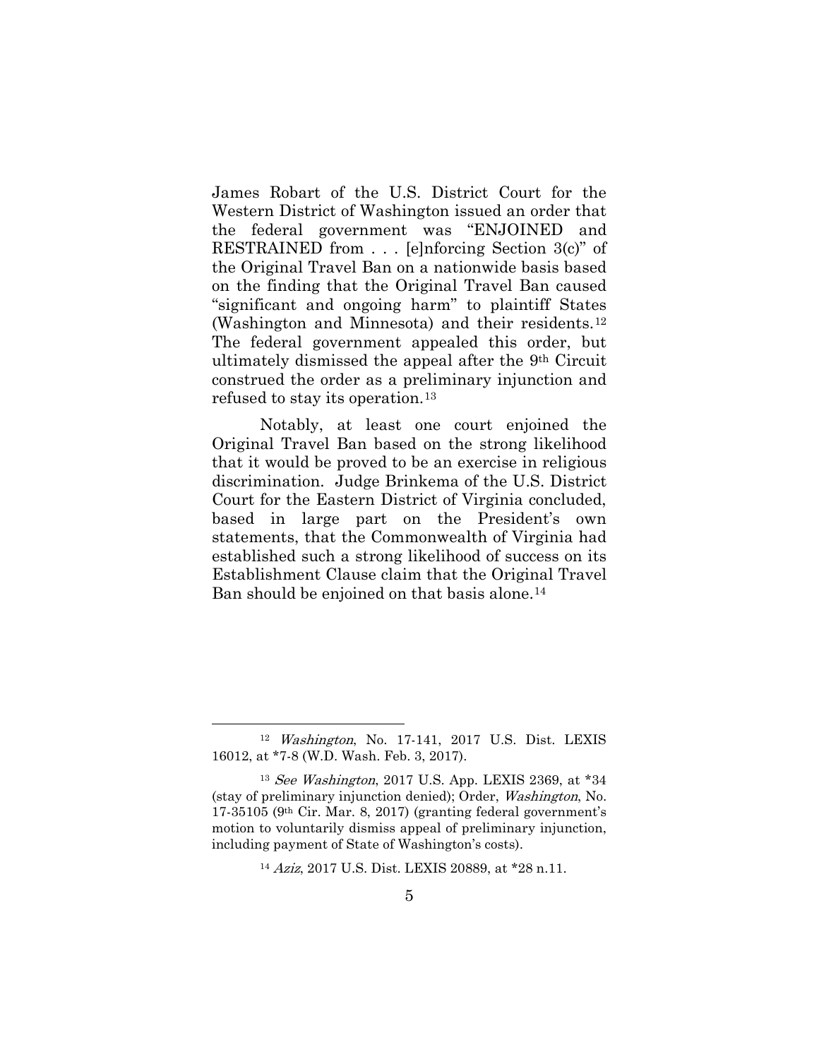James Robart of the U.S. District Court for the Western District of Washington issued an order that the federal government was "ENJOINED and RESTRAINED from . . . [e]nforcing Section 3(c)" of the Original Travel Ban on a nationwide basis based on the finding that the Original Travel Ban caused "significant and ongoing harm" to plaintiff States (Washington and Minnesota) and their residents.[12] The federal government appealed this order, but ultimately dismissed the appeal after the 9th Circuit construed the order as a preliminary injunction and refused to stay its operation.[13]

Notably, at least one court enjoined the Original Travel Ban based on the strong likelihood that it would be proved to be an exercise in religious discrimination. Judge Brinkema of the U.S. District Court for the Eastern District of Virginia concluded, based in large part on the President's own statements, that the Commonwealth of Virginia had established such a strong likelihood of success on its Establishment Clause claim that the Original Travel Ban should be enjoined on that basis alone.[14]

---

[12] *Washington*, No. 17-141, 2017 U.S. Dist. LEXIS 16012, at *7-8 (W.D. Wash. Feb. 3, 2017).

[13] *See Washington*, 2017 U.S. App. LEXIS 2369, at *34 (stay of preliminary injunction denied); Order, *Washington*, No. 17-35105 (9th Cir. Mar. 8, 2017) (granting federal government's motion to voluntarily dismiss appeal of preliminary injunction, including payment of State of Washington's costs).

[14] *Aziz*, 2017 U.S. Dist. LEXIS 20889, at *28 n.11.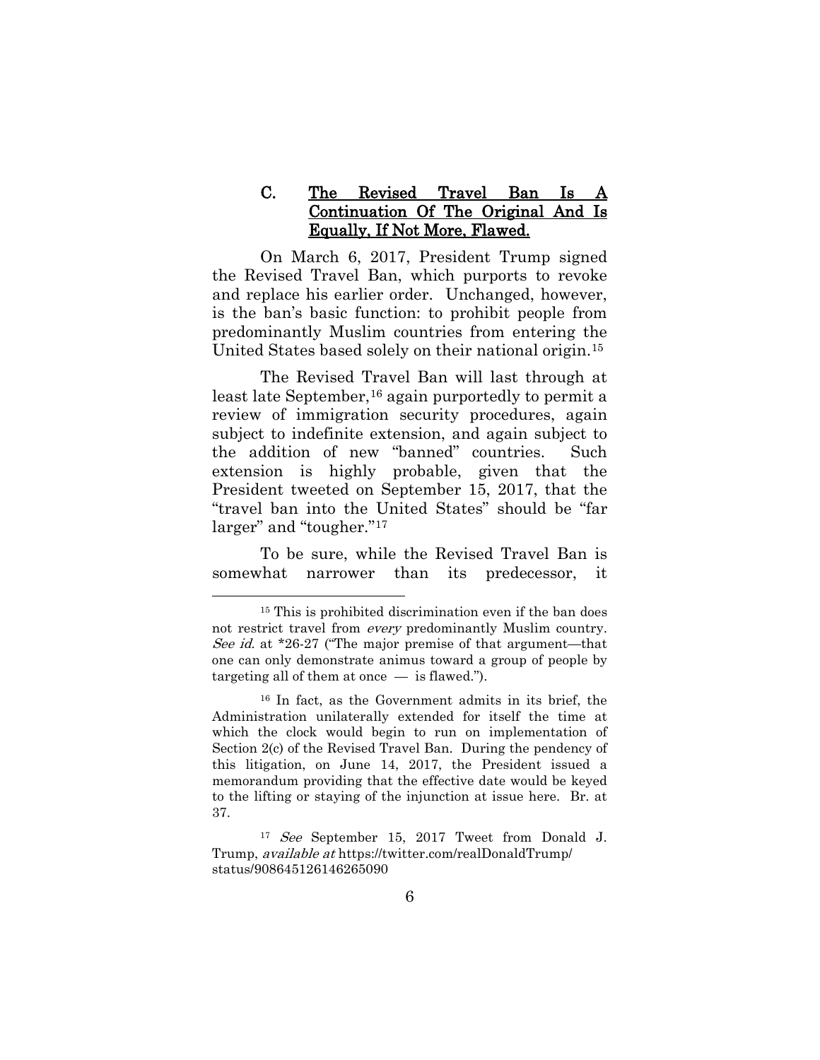### C. The Revised Travel Ban Is A Continuation Of The Original And Is Equally, If Not More, Flawed.

On March 6, 2017, President Trump signed the Revised Travel Ban, which purports to revoke and replace his earlier order. Unchanged, however, is the ban's basic function: to prohibit people from predominantly Muslim countries from entering the United States based solely on their national origin.[15]

The Revised Travel Ban will last through at least late September,[16] again purportedly to permit a review of immigration security procedures, again subject to indefinite extension, and again subject to the addition of new "banned" countries. Such extension is highly probable, given that the President tweeted on September 15, 2017, that the "travel ban into the United States" should be "far larger" and "tougher."[17]

To be sure, while the Revised Travel Ban is somewhat narrower than its predecessor, it

---

[15] This is prohibited discrimination even if the ban does not restrict travel from *every* predominantly Muslim country. *See id.* at *26-27 ("The major premise of that argument—that one can only demonstrate animus toward a group of people by targeting all of them at once — is flawed.").

[16] In fact, as the Government admits in its brief, the Administration unilaterally extended for itself the time at which the clock would begin to run on implementation of Section 2(c) of the Revised Travel Ban. During the pendency of this litigation, on June 14, 2017, the President issued a memorandum providing that the effective date would be keyed to the lifting or staying of the injunction at issue here. Br. at 37.

[17] *See* September 15, 2017 Tweet from Donald J. Trump, *available at* https://twitter.com/realDonaldTrump/status/908645126146265090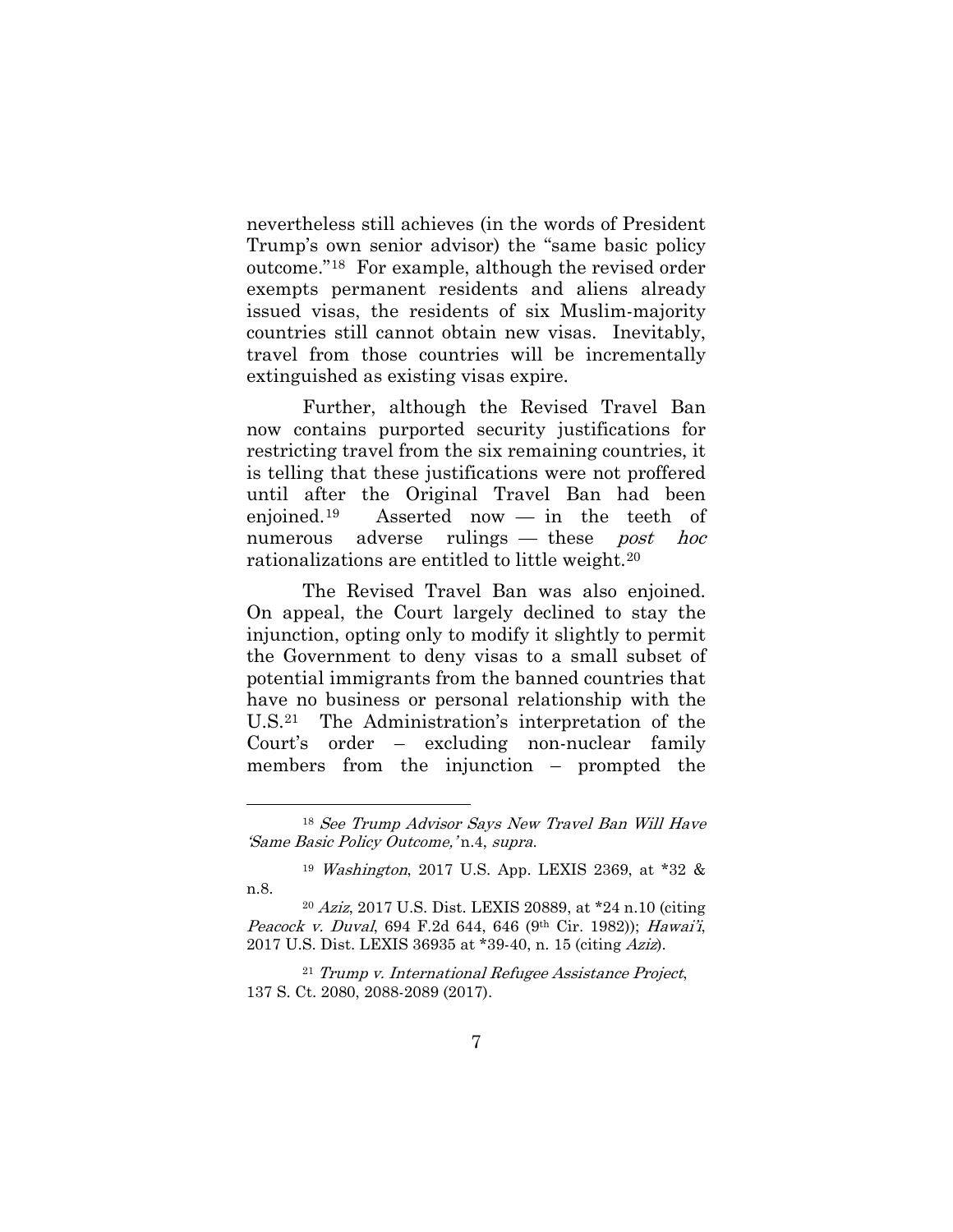nevertheless still achieves (in the words of President Trump's own senior advisor) the "same basic policy outcome."[18] For example, although the revised order exempts permanent residents and aliens already issued visas, the residents of six Muslim-majority countries still cannot obtain new visas. Inevitably, travel from those countries will be incrementally extinguished as existing visas expire.

Further, although the Revised Travel Ban now contains purported security justifications for restricting travel from the six remaining countries, it is telling that these justifications were not proffered until after the Original Travel Ban had been enjoined.[19] Asserted now — in the teeth of numerous adverse rulings — these *post hoc* rationalizations are entitled to little weight.[20]

The Revised Travel Ban was also enjoined. On appeal, the Court largely declined to stay the injunction, opting only to modify it slightly to permit the Government to deny visas to a small subset of potential immigrants from the banned countries that have no business or personal relationship with the U.S.[21] The Administration's interpretation of the Court's order – excluding non-nuclear family members from the injunction – prompted the

---

[18] *See Trump Advisor Says New Travel Ban Will Have 'Same Basic Policy Outcome,'* n.4, *supra*.

[19] *Washington*, 2017 U.S. App. LEXIS 2369, at *32 & n.8.

[20] *Aziz*, 2017 U.S. Dist. LEXIS 20889, at *24 n.10 (citing *Peacock v. Duval*, 694 F.2d 644, 646 (9th Cir. 1982)); *Hawai'i*, 2017 U.S. Dist. LEXIS 36935 at *39-40, n. 15 (citing *Aziz*).

[21] *Trump v. International Refugee Assistance Project*, 137 S. Ct. 2080, 2088-2089 (2017).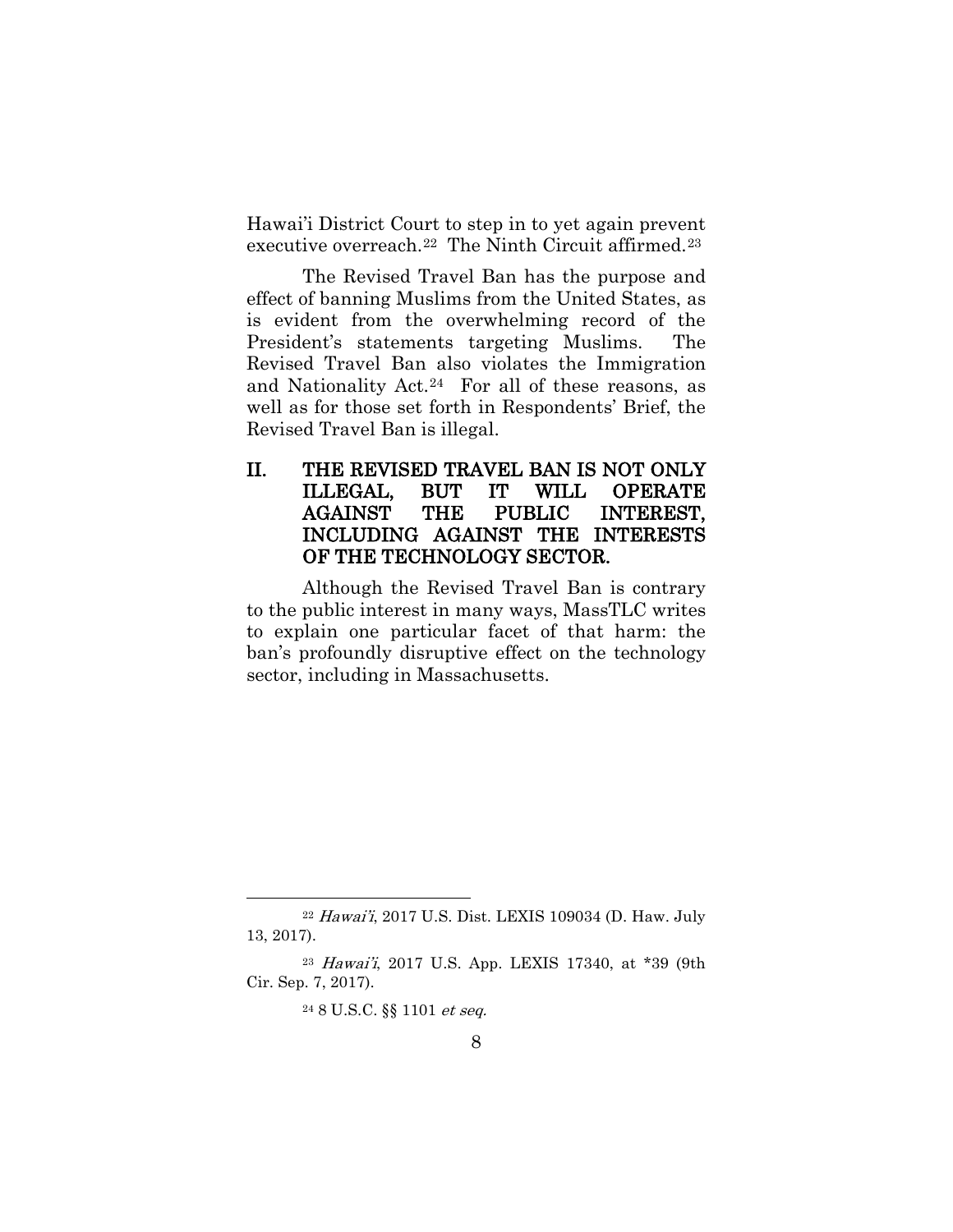Hawai'i District Court to step in to yet again prevent executive overreach.[22] The Ninth Circuit affirmed.[23]

The Revised Travel Ban has the purpose and effect of banning Muslims from the United States, as is evident from the overwhelming record of the President's statements targeting Muslims. The Revised Travel Ban also violates the Immigration and Nationality Act.[24] For all of these reasons, as well as for those set forth in Respondents' Brief, the Revised Travel Ban is illegal.

## II. THE REVISED TRAVEL BAN IS NOT ONLY ILLEGAL, BUT IT WILL OPERATE AGAINST THE PUBLIC INTEREST, INCLUDING AGAINST THE INTERESTS OF THE TECHNOLOGY SECTOR.

Although the Revised Travel Ban is contrary to the public interest in many ways, MassTLC writes to explain one particular facet of that harm: the ban's profoundly disruptive effect on the technology sector, including in Massachusetts.

---

[22] *Hawai'i*, 2017 U.S. Dist. LEXIS 109034 (D. Haw. July 13, 2017).

[23] *Hawai'i*, 2017 U.S. App. LEXIS 17340, at *39 (9th Cir. Sep. 7, 2017).

[24] 8 U.S.C. §§ 1101 *et seq.*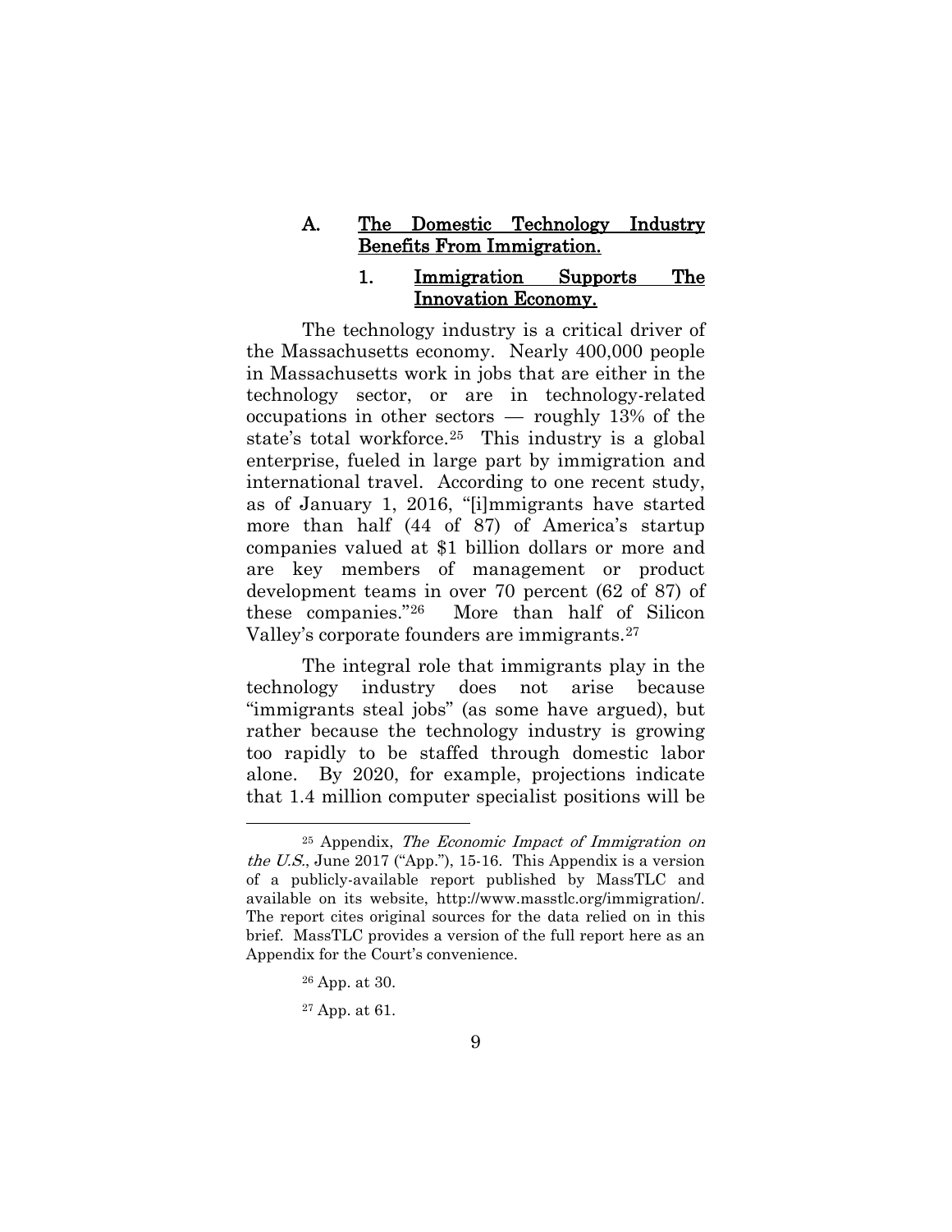### A. The Domestic Technology Industry Benefits From Immigration.

#### 1. Immigration Supports The Innovation Economy.

The technology industry is a critical driver of the Massachusetts economy. Nearly 400,000 people in Massachusetts work in jobs that are either in the technology sector, or are in technology-related occupations in other sectors — roughly 13% of the state's total workforce.[25] This industry is a global enterprise, fueled in large part by immigration and international travel. According to one recent study, as of January 1, 2016, "[i]mmigrants have started more than half (44 of 87) of America's startup companies valued at $1 billion dollars or more and are key members of management or product development teams in over 70 percent (62 of 87) of these companies."[26] More than half of Silicon Valley's corporate founders are immigrants.[27]

The integral role that immigrants play in the technology industry does not arise because "immigrants steal jobs" (as some have argued), but rather because the technology industry is growing too rapidly to be staffed through domestic labor alone. By 2020, for example, projections indicate that 1.4 million computer specialist positions will be

---

[25] Appendix, *The Economic Impact of Immigration on the U.S.*, June 2017 ("App."), 15-16. This Appendix is a version of a publicly-available report published by MassTLC and available on its website, http://www.masstlc.org/immigration/. The report cites original sources for the data relied on in this brief. MassTLC provides a version of the full report here as an Appendix for the Court's convenience.

[26] App. at 30.

[27] App. at 61.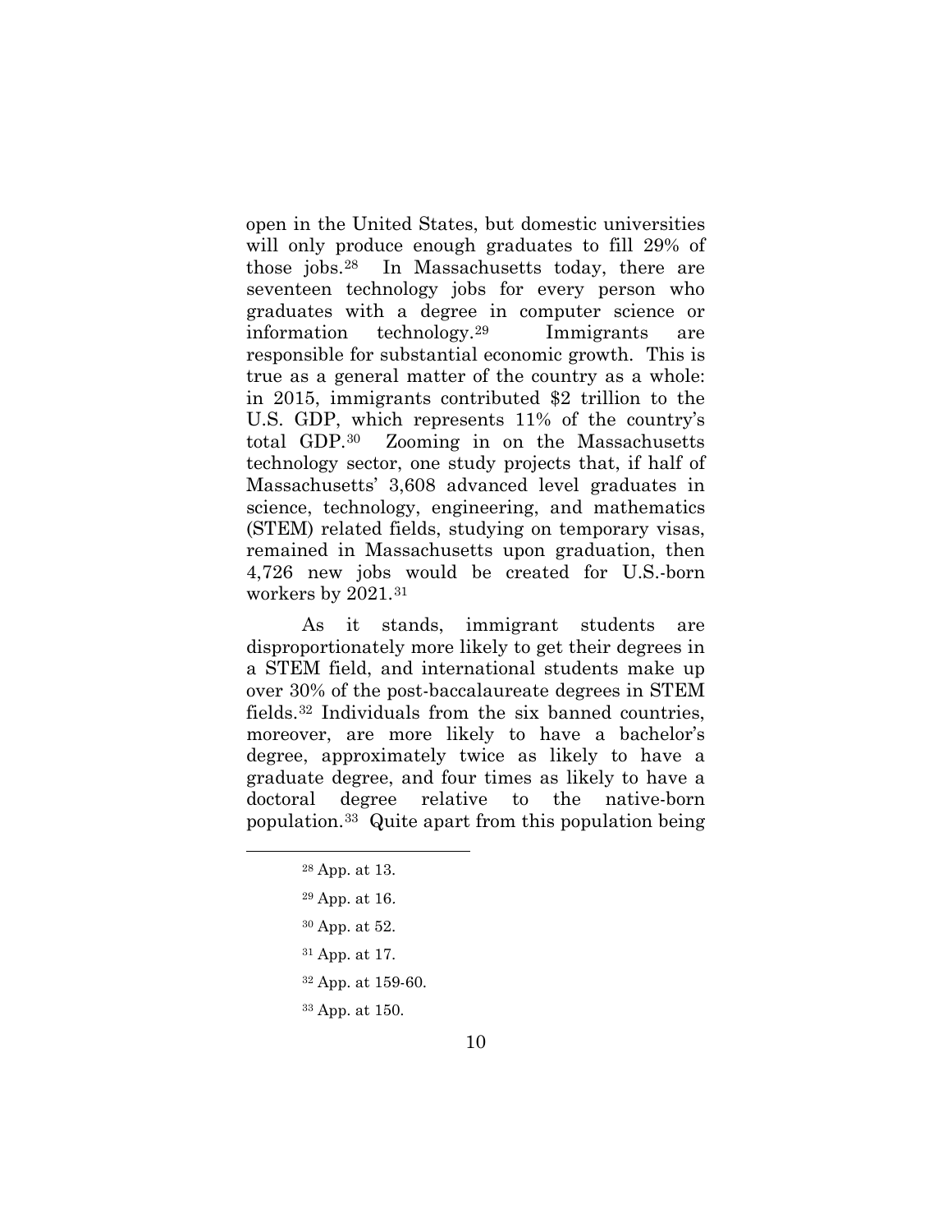open in the United States, but domestic universities will only produce enough graduates to fill 29% of those jobs.[28] In Massachusetts today, there are seventeen technology jobs for every person who graduates with a degree in computer science or information technology.[29] Immigrants are responsible for substantial economic growth. This is true as a general matter of the country as a whole: in 2015, immigrants contributed $2 trillion to the U.S. GDP, which represents 11% of the country's total GDP.[30] Zooming in on the Massachusetts technology sector, one study projects that, if half of Massachusetts' 3,608 advanced level graduates in science, technology, engineering, and mathematics (STEM) related fields, studying on temporary visas, remained in Massachusetts upon graduation, then 4,726 new jobs would be created for U.S.-born workers by 2021.[31]

As it stands, immigrant students are disproportionately more likely to get their degrees in a STEM field, and international students make up over 30% of the post-baccalaureate degrees in STEM fields.[32] Individuals from the six banned countries, moreover, are more likely to have a bachelor's degree, approximately twice as likely to have a graduate degree, and four times as likely to have a doctoral degree relative to the native-born population.[33] Quite apart from this population being

---

[28] App. at 13.

[29] App. at 16.

[30] App. at 52.

[31] App. at 17.

[32] App. at 159-60.

[33] App. at 150.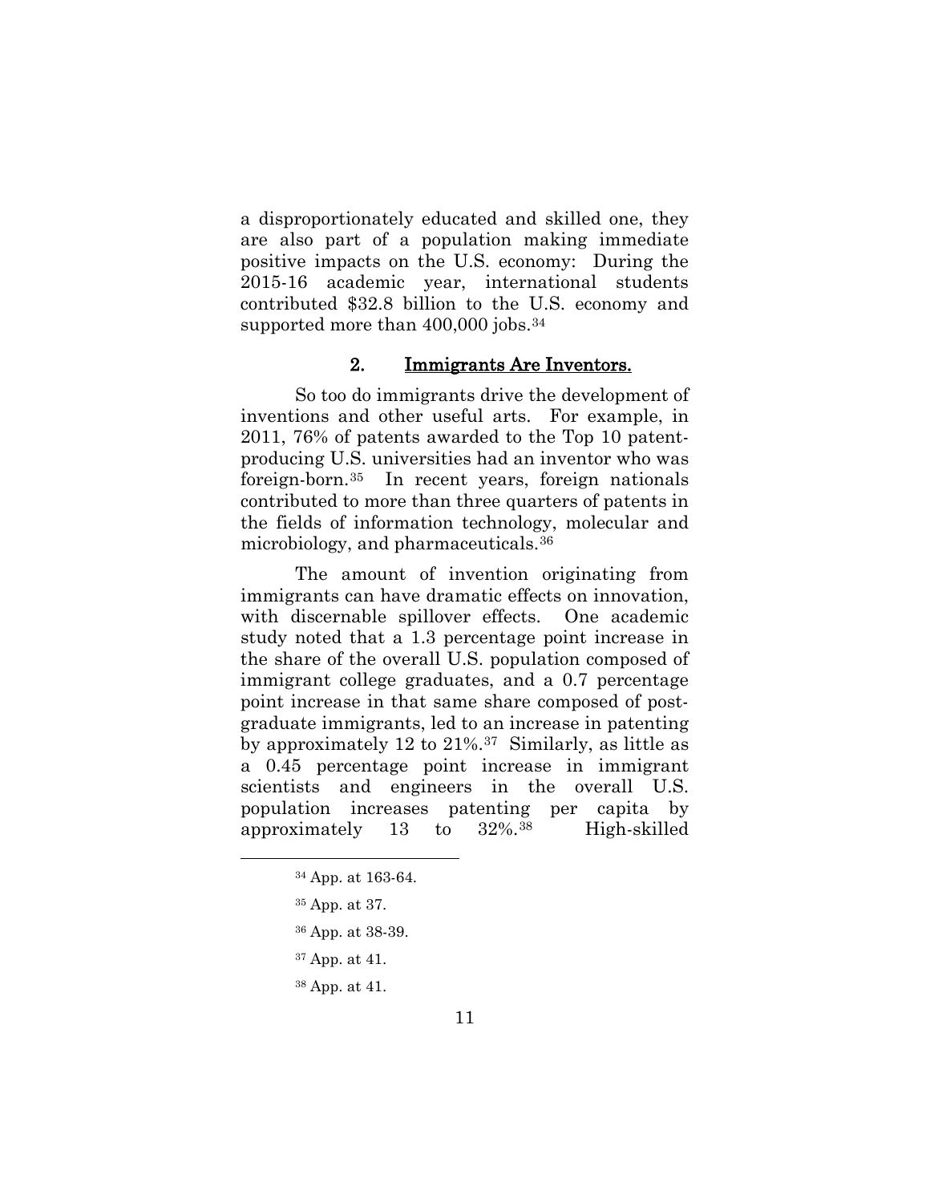a disproportionately educated and skilled one, they are also part of a population making immediate positive impacts on the U.S. economy: During the 2015-16 academic year, international students contributed $32.8 billion to the U.S. economy and supported more than 400,000 jobs.[34]

### 2. Immigrants Are Inventors.

So too do immigrants drive the development of inventions and other useful arts. For example, in 2011, 76% of patents awarded to the Top 10 patent-producing U.S. universities had an inventor who was foreign-born.[35] In recent years, foreign nationals contributed to more than three quarters of patents in the fields of information technology, molecular and microbiology, and pharmaceuticals.[36]

The amount of invention originating from immigrants can have dramatic effects on innovation, with discernable spillover effects. One academic study noted that a 1.3 percentage point increase in the share of the overall U.S. population composed of immigrant college graduates, and a 0.7 percentage point increase in that same share composed of post-graduate immigrants, led to an increase in patenting by approximately 12 to 21%.[37] Similarly, as little as a 0.45 percentage point increase in immigrant scientists and engineers in the overall U.S. population increases patenting per capita by approximately 13 to 32%.[38] High-skilled

---

[34] App. at 163-64.

[35] App. at 37.

[36] App. at 38-39.

[37] App. at 41.

[38] App. at 41.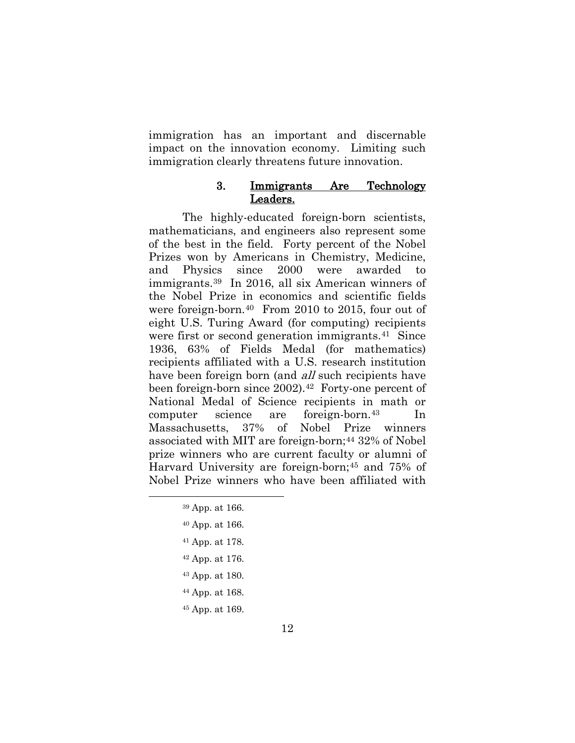immigration has an important and discernable impact on the innovation economy. Limiting such immigration clearly threatens future innovation.

### 3. Immigrants Are Technology Leaders.

The highly-educated foreign-born scientists, mathematicians, and engineers also represent some of the best in the field. Forty percent of the Nobel Prizes won by Americans in Chemistry, Medicine, and Physics since 2000 were awarded to immigrants.[39] In 2016, all six American winners of the Nobel Prize in economics and scientific fields were foreign-born.[40] From 2010 to 2015, four out of eight U.S. Turing Award (for computing) recipients were first or second generation immigrants.[41] Since 1936, 63% of Fields Medal (for mathematics) recipients affiliated with a U.S. research institution have been foreign born (and *all* such recipients have been foreign-born since 2002).[42] Forty-one percent of National Medal of Science recipients in math or computer science are foreign-born.[43] In Massachusetts, 37% of Nobel Prize winners associated with MIT are foreign-born;[44] 32% of Nobel prize winners who are current faculty or alumni of Harvard University are foreign-born;[45] and 75% of Nobel Prize winners who have been affiliated with

---

[39] App. at 166.

[40] App. at 166.

[41] App. at 178.

[42] App. at 176.

[43] App. at 180.

[44] App. at 168.

[45] App. at 169.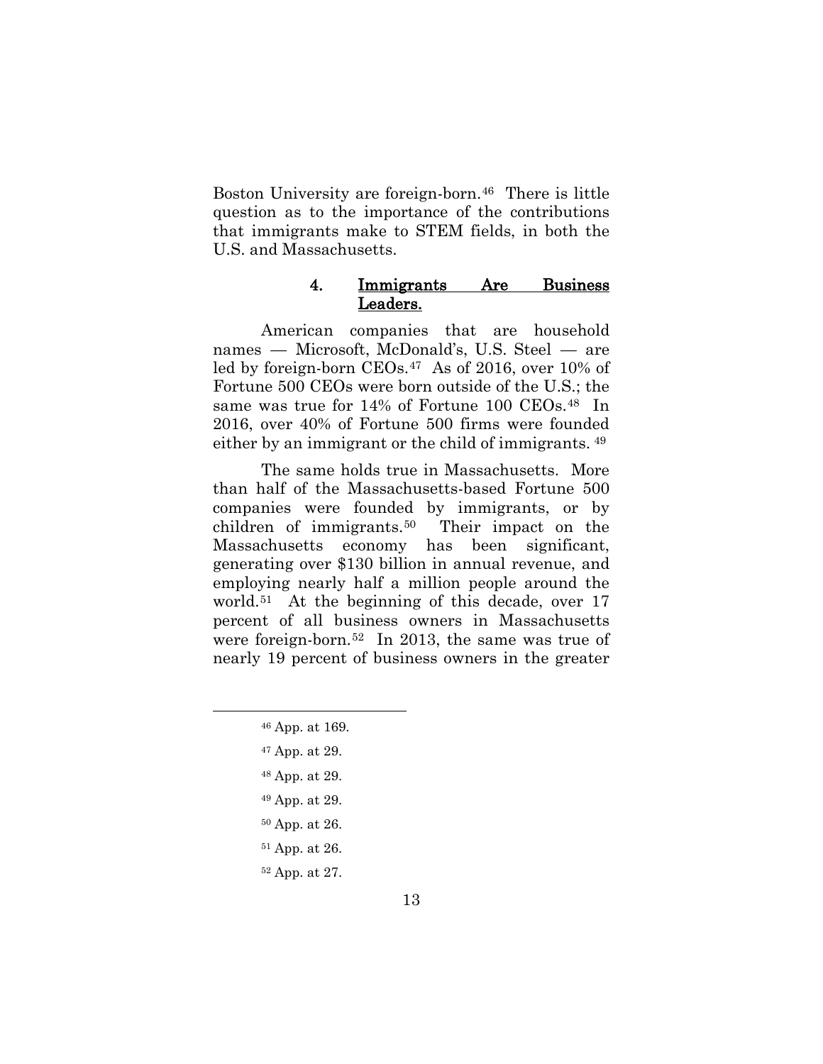Boston University are foreign-born.[46] There is little question as to the importance of the contributions that immigrants make to STEM fields, in both the U.S. and Massachusetts.

#### 4. Immigrants Are Business Leaders.

American companies that are household names — Microsoft, McDonald's, U.S. Steel — are led by foreign-born CEOs.[47] As of 2016, over 10% of Fortune 500 CEOs were born outside of the U.S.; the same was true for 14% of Fortune 100 CEOs.[48] In 2016, over 40% of Fortune 500 firms were founded either by an immigrant or the child of immigrants.[49]

The same holds true in Massachusetts. More than half of the Massachusetts-based Fortune 500 companies were founded by immigrants, or by children of immigrants.[50] Their impact on the Massachusetts economy has been significant, generating over $130 billion in annual revenue, and employing nearly half a million people around the world.[51] At the beginning of this decade, over 17 percent of all business owners in Massachusetts were foreign-born.[52] In 2013, the same was true of nearly 19 percent of business owners in the greater

---

[46] App. at 169.

[47] App. at 29.

[48] App. at 29.

[49] App. at 29.

[50] App. at 26.

[51] App. at 26.

[52] App. at 27.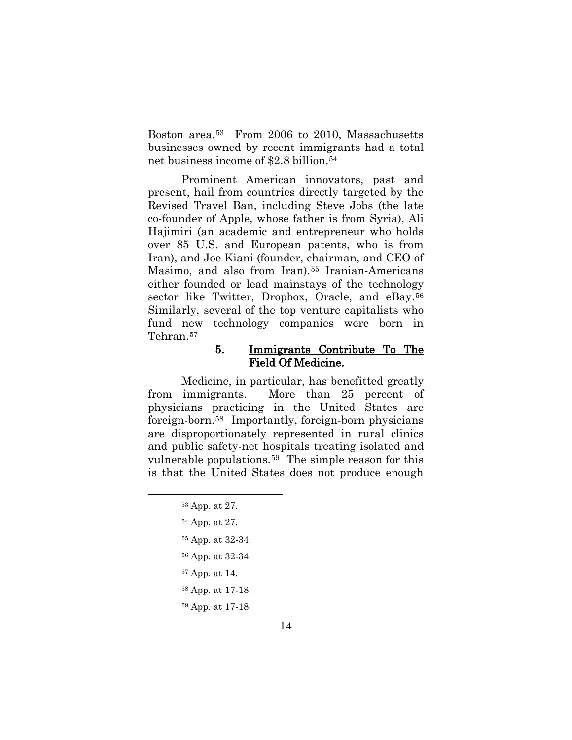Boston area.[53] From 2006 to 2010, Massachusetts businesses owned by recent immigrants had a total net business income of $2.8 billion.[54]

Prominent American innovators, past and present, hail from countries directly targeted by the Revised Travel Ban, including Steve Jobs (the late co-founder of Apple, whose father is from Syria), Ali Hajimiri (an academic and entrepreneur who holds over 85 U.S. and European patents, who is from Iran), and Joe Kiani (founder, chairman, and CEO of Masimo, and also from Iran).[55] Iranian-Americans either founded or lead mainstays of the technology sector like Twitter, Dropbox, Oracle, and eBay.[56] Similarly, several of the top venture capitalists who fund new technology companies were born in Tehran.[57]

### 5. Immigrants Contribute To The Field Of Medicine.

Medicine, in particular, has benefitted greatly from immigrants. More than 25 percent of physicians practicing in the United States are foreign-born.[58] Importantly, foreign-born physicians are disproportionately represented in rural clinics and public safety-net hospitals treating isolated and vulnerable populations.[59] The simple reason for this is that the United States does not produce enough

---

[53] App. at 27.

[54] App. at 27.

[55] App. at 32-34.

[56] App. at 32-34.

[57] App. at 14.

[58] App. at 17-18.

[59] App. at 17-18.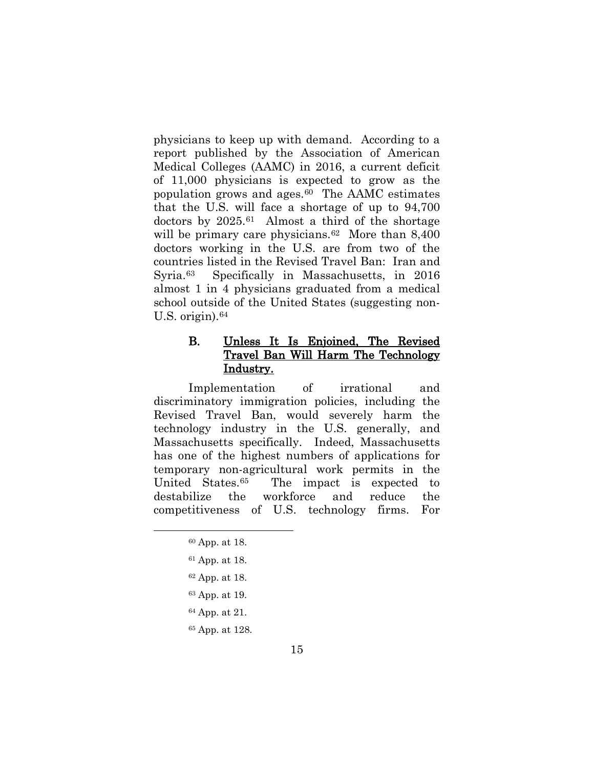physicians to keep up with demand. According to a report published by the Association of American Medical Colleges (AAMC) in 2016, a current deficit of 11,000 physicians is expected to grow as the population grows and ages.[60] The AAMC estimates that the U.S. will face a shortage of up to 94,700 doctors by 2025.[61] Almost a third of the shortage will be primary care physicians.[62] More than 8,400 doctors working in the U.S. are from two of the countries listed in the Revised Travel Ban: Iran and Syria.[63] Specifically in Massachusetts, in 2016 almost 1 in 4 physicians graduated from a medical school outside of the United States (suggesting non-U.S. origin).[64]

### B. Unless It Is Enjoined, The Revised Travel Ban Will Harm The Technology Industry.

Implementation of irrational and discriminatory immigration policies, including the Revised Travel Ban, would severely harm the technology industry in the U.S. generally, and Massachusetts specifically. Indeed, Massachusetts has one of the highest numbers of applications for temporary non-agricultural work permits in the United States.[65] The impact is expected to destabilize the workforce and reduce the competitiveness of U.S. technology firms. For

---

[60] App. at 18.

[61] App. at 18.

[62] App. at 18.

[63] App. at 19.

[64] App. at 21.

[65] App. at 128.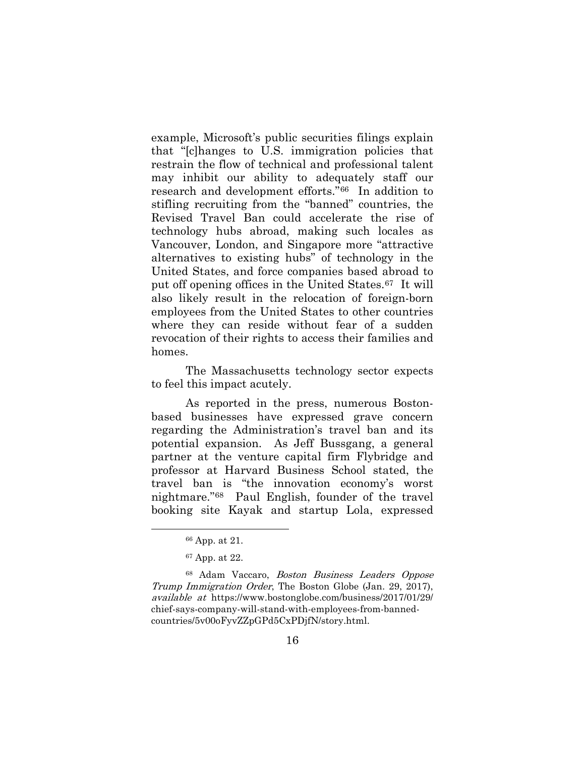example, Microsoft's public securities filings explain that "[c]hanges to U.S. immigration policies that restrain the flow of technical and professional talent may inhibit our ability to adequately staff our research and development efforts."[66] In addition to stifling recruiting from the "banned" countries, the Revised Travel Ban could accelerate the rise of technology hubs abroad, making such locales as Vancouver, London, and Singapore more "attractive alternatives to existing hubs" of technology in the United States, and force companies based abroad to put off opening offices in the United States.[67] It will also likely result in the relocation of foreign-born employees from the United States to other countries where they can reside without fear of a sudden revocation of their rights to access their families and homes.

The Massachusetts technology sector expects to feel this impact acutely.

As reported in the press, numerous Boston-based businesses have expressed grave concern regarding the Administration's travel ban and its potential expansion. As Jeff Bussgang, a general partner at the venture capital firm Flybridge and professor at Harvard Business School stated, the travel ban is "the innovation economy's worst nightmare."[68] Paul English, founder of the travel booking site Kayak and startup Lola, expressed

---

[66] App. at 21.

[67] App. at 22.

[68] Adam Vaccaro, *Boston Business Leaders Oppose Trump Immigration Order*, The Boston Globe (Jan. 29, 2017), *available at* https://www.bostonglobe.com/business/2017/01/29/chief-says-company-will-stand-with-employees-from-banned-countries/5v00oFyvZZpGPd5CxPDjfN/story.html.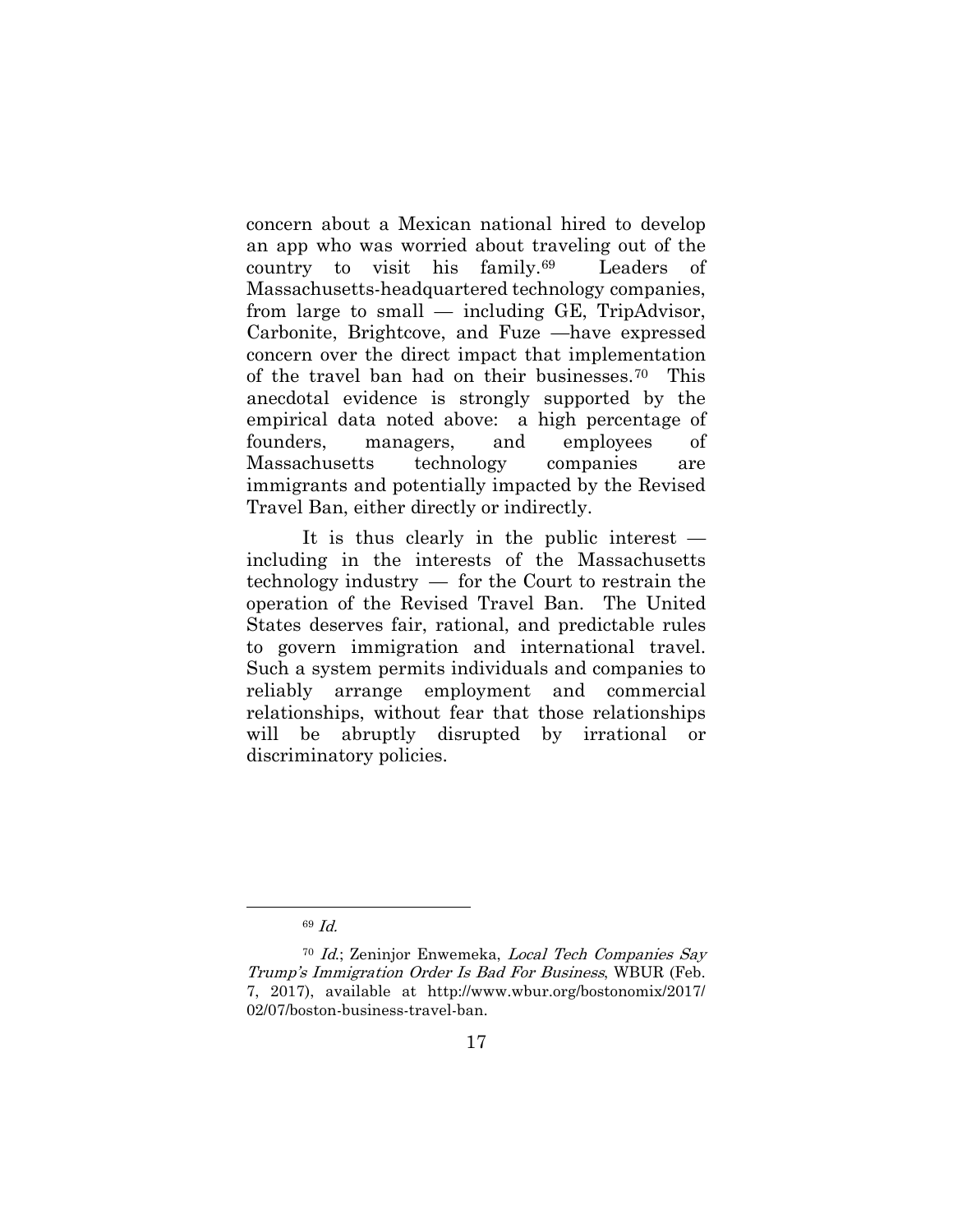concern about a Mexican national hired to develop an app who was worried about traveling out of the country to visit his family.[69] Leaders of Massachusetts-headquartered technology companies, from large to small — including GE, TripAdvisor, Carbonite, Brightcove, and Fuze —have expressed concern over the direct impact that implementation of the travel ban had on their businesses.[70] This anecdotal evidence is strongly supported by the empirical data noted above: a high percentage of founders, managers, and employees of Massachusetts technology companies are immigrants and potentially impacted by the Revised Travel Ban, either directly or indirectly.

It is thus clearly in the public interest — including in the interests of the Massachusetts technology industry — for the Court to restrain the operation of the Revised Travel Ban. The United States deserves fair, rational, and predictable rules to govern immigration and international travel. Such a system permits individuals and companies to reliably arrange employment and commercial relationships, without fear that those relationships will be abruptly disrupted by irrational or discriminatory policies.

---

[69] *Id.*

[70] *Id.*; Zeninjor Enwemeka, *Local Tech Companies Say Trump's Immigration Order Is Bad For Business*, WBUR (Feb. 7, 2017), available at http://www.wbur.org/bostonomix/2017/02/07/boston-business-travel-ban.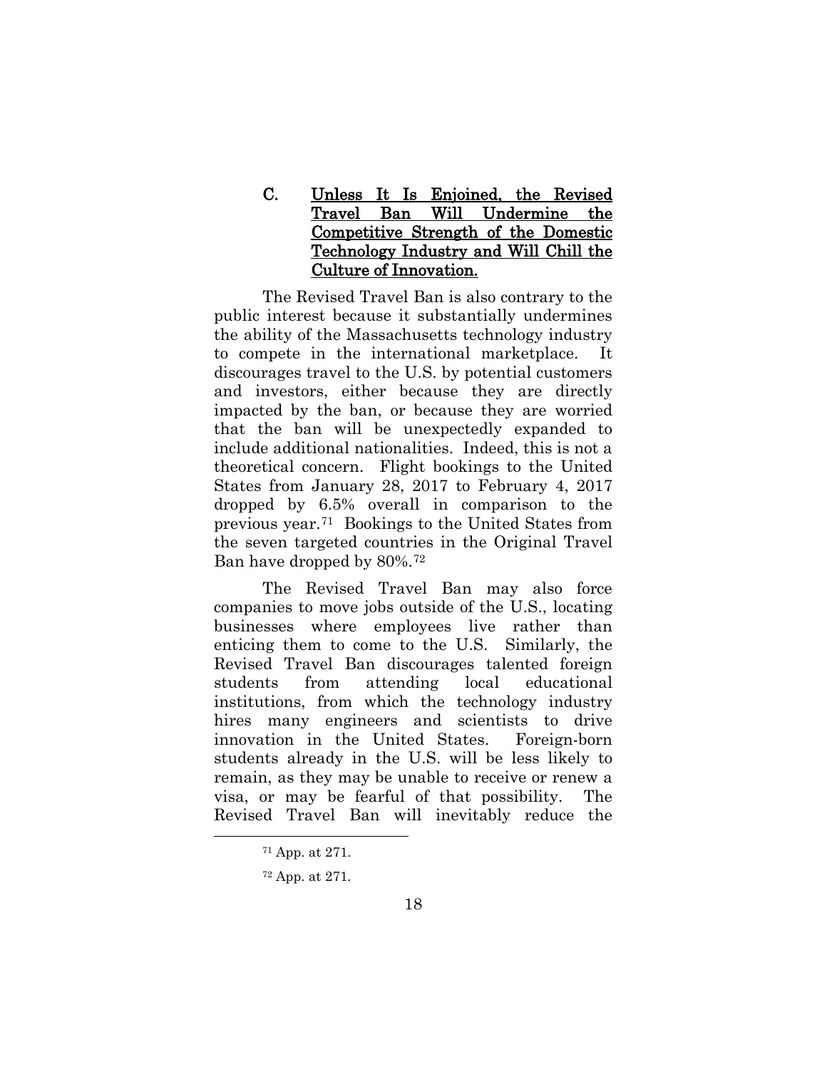### C. Unless It Is Enjoined, the Revised Travel Ban Will Undermine the Competitive Strength of the Domestic Technology Industry and Will Chill the Culture of Innovation.

The Revised Travel Ban is also contrary to the public interest because it substantially undermines the ability of the Massachusetts technology industry to compete in the international marketplace. It discourages travel to the U.S. by potential customers and investors, either because they are directly impacted by the ban, or because they are worried that the ban will be unexpectedly expanded to include additional nationalities. Indeed, this is not a theoretical concern. Flight bookings to the United States from January 28, 2017 to February 4, 2017 dropped by 6.5% overall in comparison to the previous year.[71] Bookings to the United States from the seven targeted countries in the Original Travel Ban have dropped by 80%.[72]

The Revised Travel Ban may also force companies to move jobs outside of the U.S., locating businesses where employees live rather than enticing them to come to the U.S. Similarly, the Revised Travel Ban discourages talented foreign students from attending local educational institutions, from which the technology industry hires many engineers and scientists to drive innovation in the United States. Foreign-born students already in the U.S. will be less likely to remain, as they may be unable to receive or renew a visa, or may be fearful of that possibility. The Revised Travel Ban will inevitably reduce the

---

[71] App. at 271.

[72] App. at 271.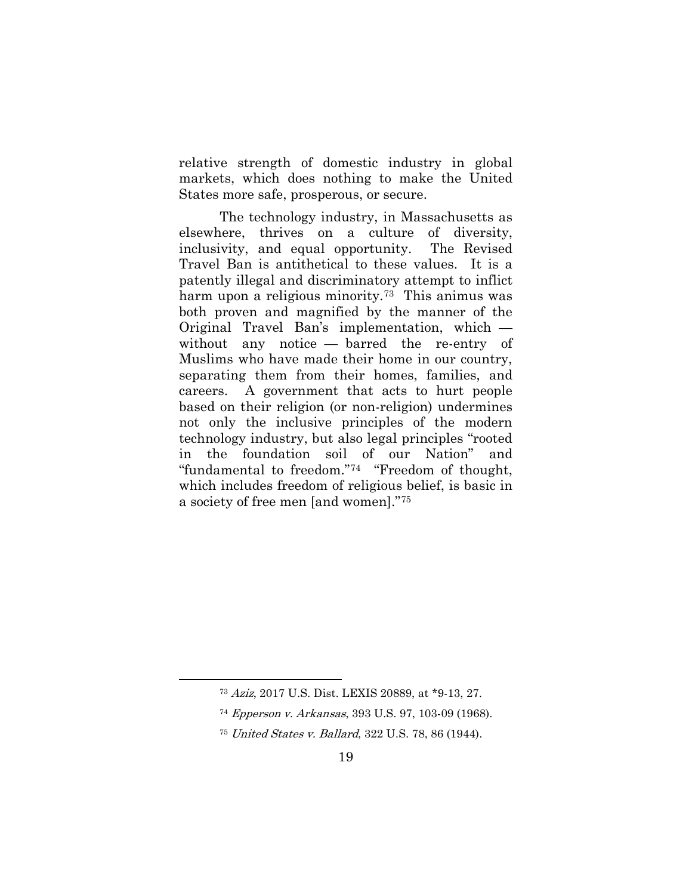relative strength of domestic industry in global markets, which does nothing to make the United States more safe, prosperous, or secure.

The technology industry, in Massachusetts as elsewhere, thrives on a culture of diversity, inclusivity, and equal opportunity. The Revised Travel Ban is antithetical to these values. It is a patently illegal and discriminatory attempt to inflict harm upon a religious minority.[73] This animus was both proven and magnified by the manner of the Original Travel Ban's implementation, which — without any notice — barred the re-entry of Muslims who have made their home in our country, separating them from their homes, families, and careers. A government that acts to hurt people based on their religion (or non-religion) undermines not only the inclusive principles of the modern technology industry, but also legal principles "rooted in the foundation soil of our Nation" and "fundamental to freedom."[74] "Freedom of thought, which includes freedom of religious belief, is basic in a society of free men [and women]."[75]

---

[73] *Aziz*, 2017 U.S. Dist. LEXIS 20889, at *9-13, 27.

[74] *Epperson v. Arkansas*, 393 U.S. 97, 103-09 (1968).

[75] *United States v. Ballard*, 322 U.S. 78, 86 (1944).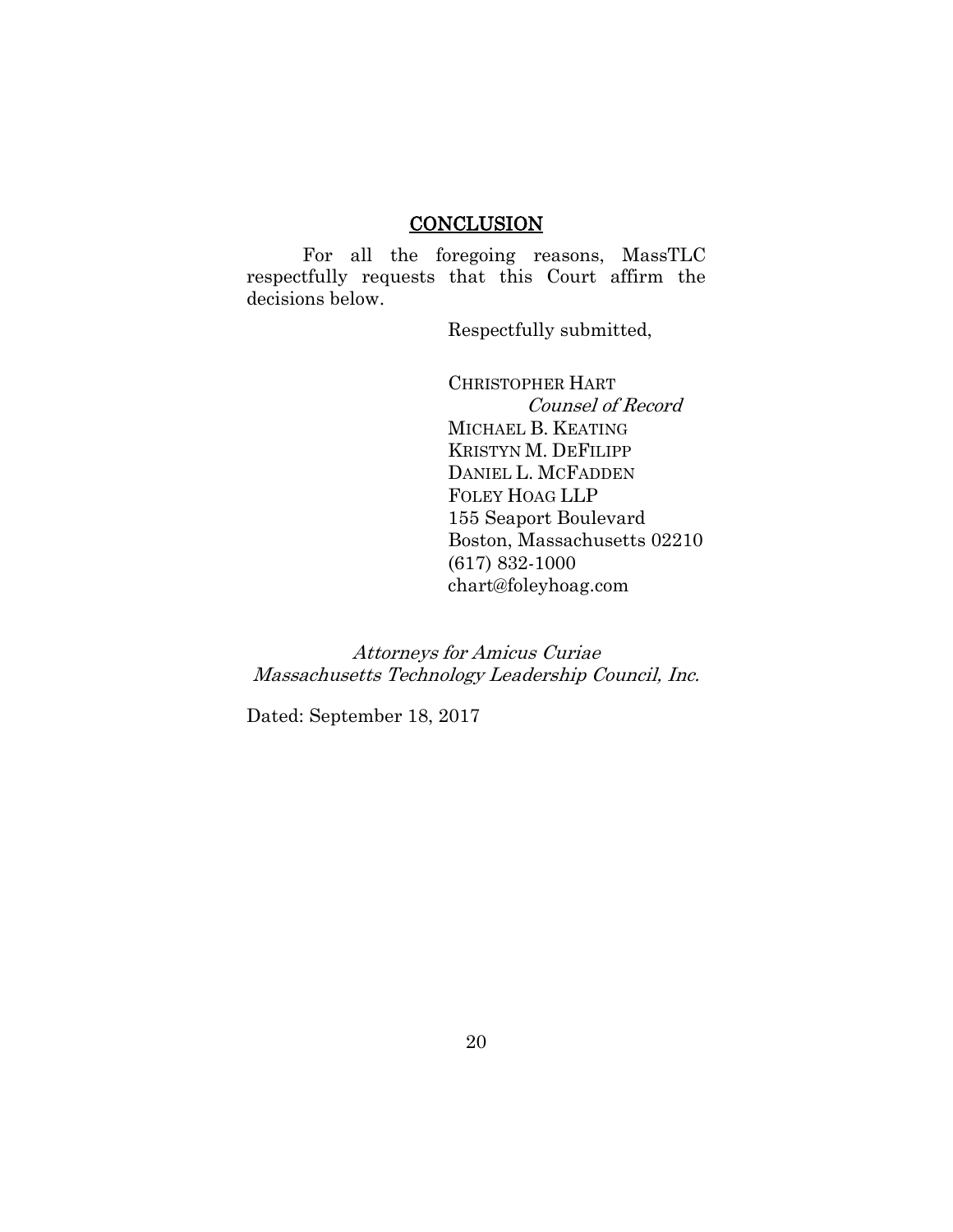## CONCLUSION

For all the foregoing reasons, MassTLC respectfully requests that this Court affirm the decisions below.

Respectfully submitted,

CHRISTOPHER HART
*Counsel of Record*
MICHAEL B. KEATING
KRISTYN M. DEFILIPP
DANIEL L. MCFADDEN
FOLEY HOAG LLP
155 Seaport Boulevard
Boston, Massachusetts 02210
(617) 832-1000
chart@foleyhoag.com

*Attorneys for Amicus Curiae*
*Massachusetts Technology Leadership Council, Inc.*

Dated: September 18, 2017